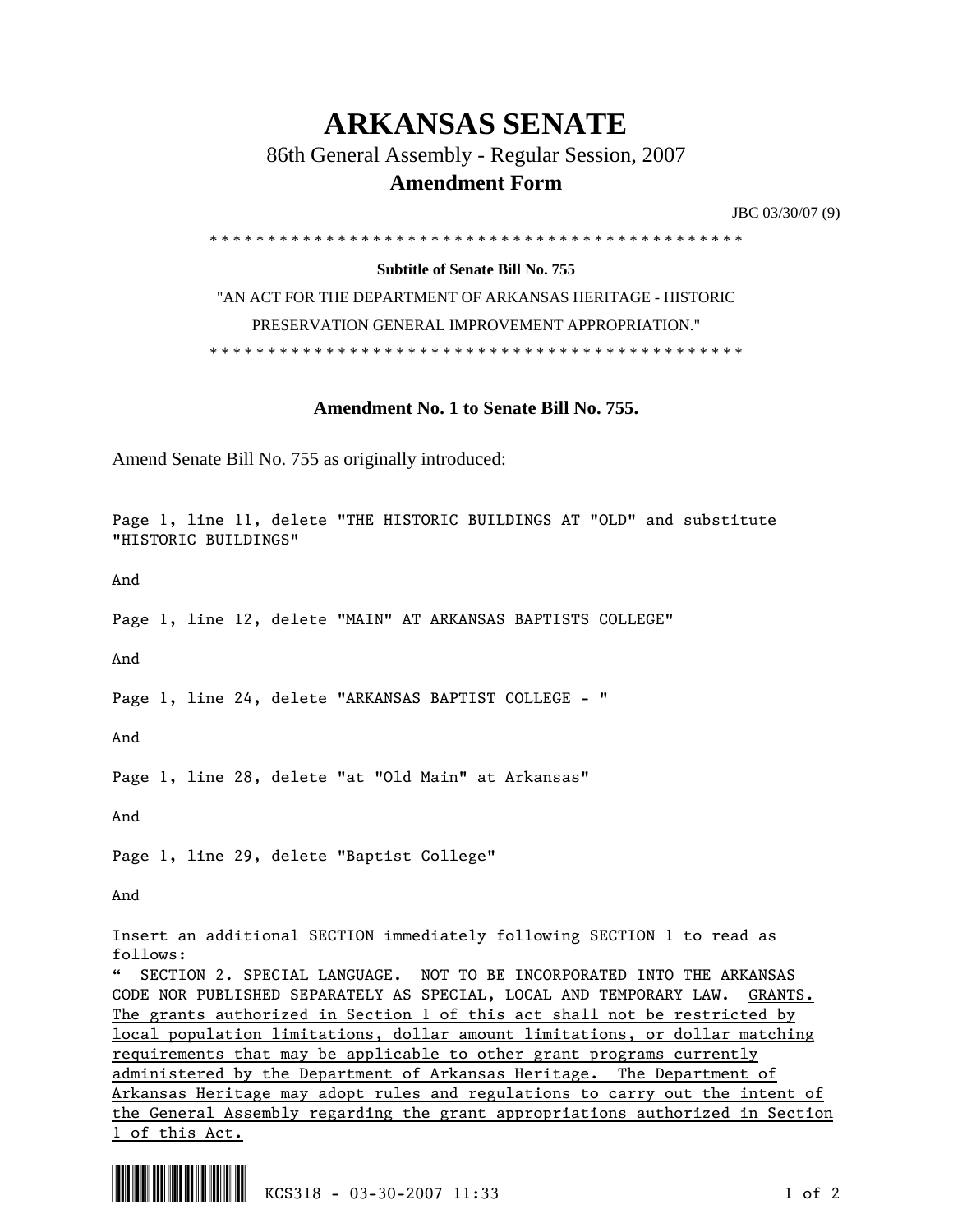# ARKANSAS SENATE

## 86th General Assembly - Regular Session, 2007

### Amendment Form

JBC 03/30/07 (9)

\* \* \* \* \* \* \* \* \* \* \* \* \* \* \* \* \* \* \* \* \* \* \* \* \* \* \* \* \* \* \* \* \* \* \* \* \* \* \* \* \* \* \* \* \* \* \* \* \*

**Subtitle of Senate Bill No. 755**

"AN ACT FOR THE DEPARTMENT OF ARKANSAS HERITAGE - HISTORIC PRESERVATION GENERAL IMPROVEMENT APPROPRIATION."

\* \* \* \* \* \* \* \* \* \* \* \* \* \* \* \* \* \* \* \* \* \* \* \* \* \* \* \* \* \* \* \* \* \* \* \* \* \* \* \* \* \* \* \* \* \* \* \* \*

**Amendment No. 1 to Senate Bill No. 755.**

Amend Senate Bill No. 755 as originally introduced:

Page 1, line 11, delete "THE HISTORIC BUILDINGS AT "OLD" and substitute "HISTORIC BUILDINGS"

And

Page 1, line 12, delete "MAIN" AT ARKANSAS BAPTISTS COLLEGE"

And

Page 1, line 24, delete "ARKANSAS BAPTIST COLLEGE - "

And

Page 1, line 28, delete "at "Old Main" at Arkansas"

And

Page 1, line 29, delete "Baptist College"

And

Insert an additional SECTION immediately following SECTION 1 to read as follows:

" SECTION 2. SPECIAL LANGUAGE. NOT TO BE INCORPORATED INTO THE ARKANSAS CODE NOR PUBLISHED SEPARATELY AS SPECIAL, LOCAL AND TEMPORARY LAW. <u>GRANTS. The grants authorized in Section 1 of this act shall not be restricted by local population limitations, dollar amount limitations, or dollar matching requirements that may be applicable to other grant programs currently administered by the Department of Arkansas Heritage. The Department of Arkansas Heritage may adopt rules and regulations to carry out the intent of the General Assembly regarding the grant appropriations authorized in Section 1 of this Act.</u>

KCS318 - 03-30-2007 11:33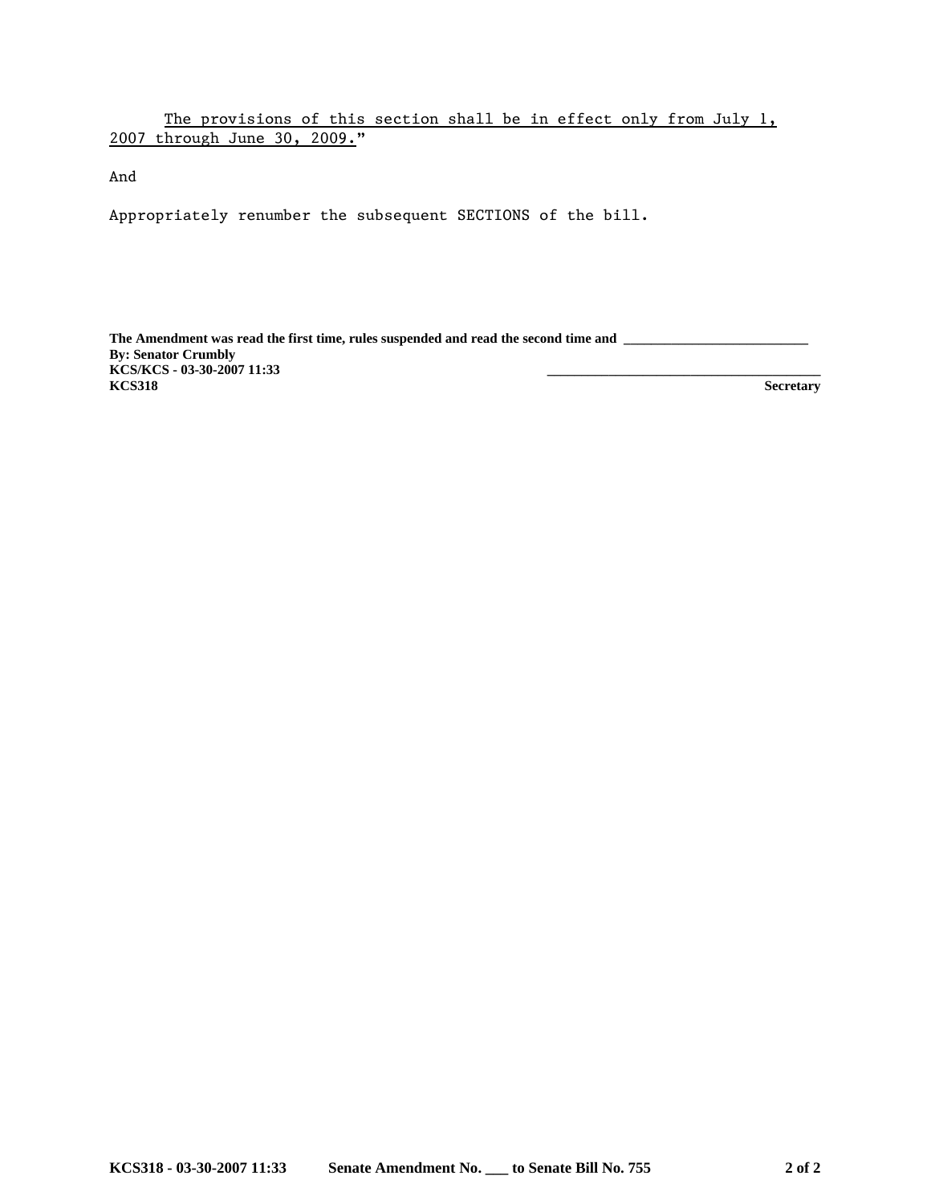<u>The provisions of this section shall be in effect only from July 1, 2007 through June 30, 2009.</u>"

And

Appropriately renumber the subsequent SECTIONS of the bill.

**The Amendment was read the first time, rules suspended and read the second time and \_\_\_\_\_\_\_\_\_\_\_\_\_\_\_\_\_\_\_\_\_\_\_\_\_\_**

**By: Senator Crumbly**

**KCS/KCS - 03-30-2007 11:33**

**KCS318**

**\_\_\_\_\_\_\_\_\_\_\_\_\_\_\_\_\_\_\_\_\_\_\_\_\_\_\_\_\_\_\_\_\_\_\_\_\_\_\_\_**

**Secretary**